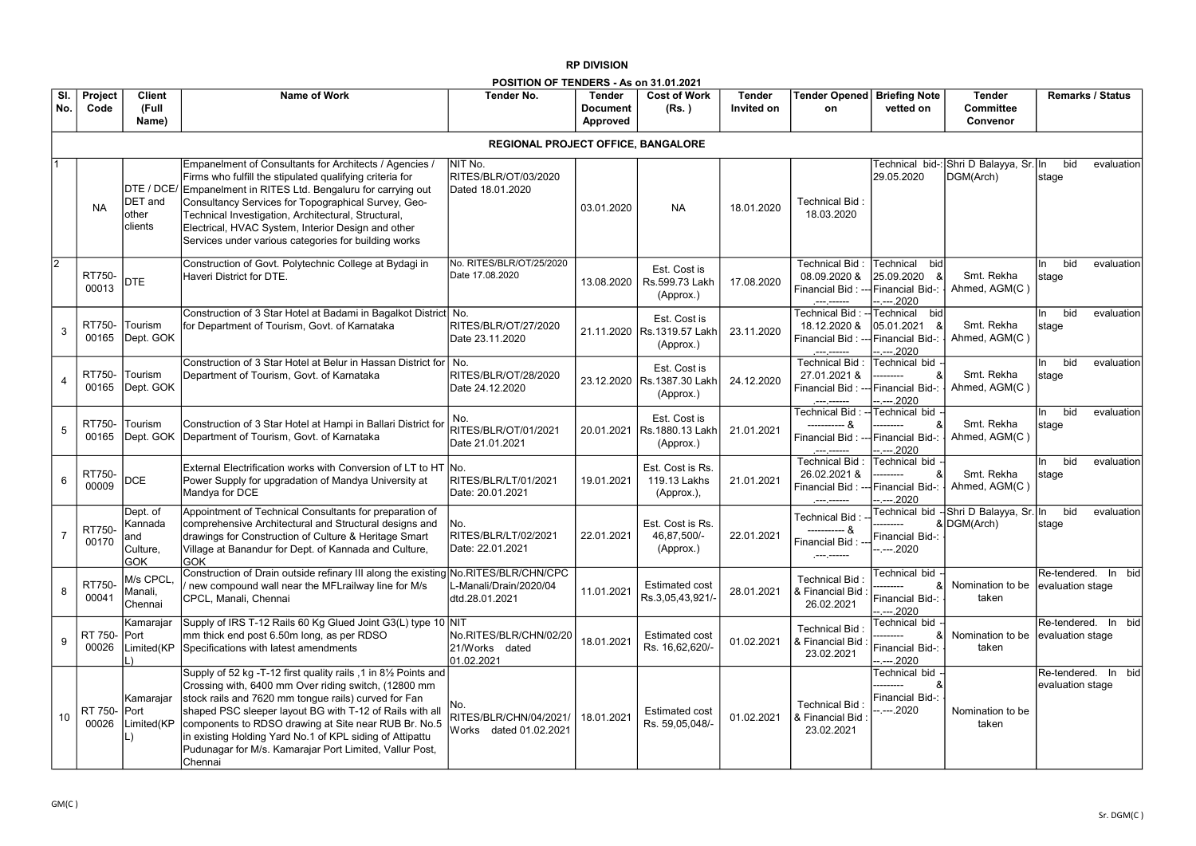**RP DIVISION**

**POSITION OF TENDERS - As on 31.01.2021**

| Sl. No. | Project Code | Client (Full Name) | Name of Work | Tender No. | Tender Document Approved | Cost of Work (Rs. ) | Tender Invited on | Tender Opened on | Briefing Note vetted on | Tender Committee Convenor | Remarks / Status |
|---|---|---|---|---|---|---|---|---|---|---|---|
| **REGIONAL PROJECT OFFICE, BANGALORE** | | | | | | | | | | | |
| 1 | NA | DTE / DCE/ DET and other clients | Empanelment of Consultants for Architects / Agencies / Firms who fulfill the stipulated qualifying criteria for Empanelment in RITES Ltd. Bengaluru for carrying out Consultancy Services for Topographical Survey, Geo-Technical Investigation, Architectural, Structural, Electrical, HVAC System, Interior Design and other Services under various categories for building works | NIT No. RITES/BLR/OT/03/2020 Dated 18.01.2020 | 03.01.2020 | NA | 18.01.2020 | Technical Bid : 18.03.2020 | Technical bid-: 29.05.2020 | Shri D Balayya, Sr. DGM(Arch) | In bid evaluation stage |
| 2 | RT750-00013 | DTE | Construction of Govt. Polytechnic College at Bydagi in Haveri District for DTE. | No. RITES/BLR/OT/25/2020 Date 17.08.2020 | 13.08.2020 | Est. Cost is Rs.599.73 Lakh (Approx.) | 17.08.2020 | Technical Bid : 08.09.2020 & Financial Bid : ---.---.------ | Technical bid 25.09.2020 & Financial Bid-: --.---.2020 | Smt. Rekha Ahmed, AGM(C ) | In bid evaluation stage |
| 3 | RT750-00165 | Tourism Dept. GOK | Construction of 3 Star Hotel at Badami in Bagalkot District for Department of Tourism, Govt. of Karnataka | No. RITES/BLR/OT/27/2020 Date 23.11.2020 | 21.11.2020 | Est. Cost is Rs.1319.57 Lakh (Approx.) | 23.11.2020 | Technical Bid : 18.12.2020 & Financial Bid : ---.---.------ | Technical bid 05.01.2021 & Financial Bid-: --.---.2020 | Smt. Rekha Ahmed, AGM(C ) | In bid evaluation stage |
| 4 | RT750-00165 | Tourism Dept. GOK | Construction of 3 Star Hotel at Belur in Hassan District for Department of Tourism, Govt. of Karnataka | No. RITES/BLR/OT/28/2020 Date 24.12.2020 | 23.12.2020 | Est. Cost is Rs.1387.30 Lakh (Approx.) | 24.12.2020 | Technical Bid : 27.01.2021 & Financial Bid : ---.---.------ | Technical bid --------- & Financial Bid-: --.---.2020 | Smt. Rekha Ahmed, AGM(C ) | In bid evaluation stage |
| 5 | RT750-00165 | Tourism Dept. GOK | Construction of 3 Star Hotel at Hampi in Ballari District for Department of Tourism, Govt. of Karnataka | No. RITES/BLR/OT/01/2021 Date 21.01.2021 | 20.01.2021 | Est. Cost is Rs.1880.13 Lakh (Approx.) | 21.01.2021 | Technical Bid : ----------- & Financial Bid : ---.---.------ | Technical bid --------- & Financial Bid-: --.---.2020 | Smt. Rekha Ahmed, AGM(C ) | In bid evaluation stage |
| 6 | RT750-00009 | DCE | External Electrification works with Conversion of LT to HT Power Supply for upgradation of Mandya University at Mandya for DCE | No. RITES/BLR/LT/01/2021 Date: 20.01.2021 | 19.01.2021 | Est. Cost is Rs. 119.13 Lakhs (Approx.), | 21.01.2021 | Technical Bid : 26.02.2021 & Financial Bid : ---.---.------ | Technical bid --------- & Financial Bid-: --.---.2020 | Smt. Rekha Ahmed, AGM(C ) | In bid evaluation stage |
| 7 | RT750-00170 | Dept. of Kannada and Culture, GOK | Appointment of Technical Consultants for preparation of comprehensive Architectural and Structural designs and drawings for Construction of Culture & Heritage Smart Village at Banandur for Dept. of Kannada and Culture, GOK | No. RITES/BLR/LT/02/2021 Date: 22.01.2021 | 22.01.2021 | Est. Cost is Rs. 46,87,500/- (Approx.) | 22.01.2021 | Technical Bid : ----------- & Financial Bid : ---.---.------ | Technical bid --------- & Financial Bid-: --.---.2020 | Shri D Balayya, Sr. DGM(Arch) | In bid evaluation stage |
| 8 | RT750-00041 | M/s CPCL, Manali, Chennai | Construction of Drain outside refinary III along the existing / new compound wall near the MFLrailway line for M/s CPCL, Manali, Chennai | No.RITES/BLR/CHN/CPCL-Manali/Drain/2020/04 dtd.28.01.2021 | 11.01.2021 | Estimated cost Rs.3,05,43,921/- | 28.01.2021 | Technical Bid : & Financial Bid : 26.02.2021 | Technical bid --------- & Financial Bid-: --.---.2020 | Nomination to be taken | Re-tendered. In bid evaluation stage |
| 9 | RT 750-00026 | Kamarajar Port Limited(KPL) | Supply of IRS T-12 Rails 60 Kg Glued Joint G3(L) type 10 mm thick end post 6.50m long, as per RDSO Specifications with latest amendments | NIT No.RITES/BLR/CHN/02/2021/Works dated 01.02.2021 | 18.01.2021 | Estimated cost Rs. 16,62,620/- | 01.02.2021 | Technical Bid : & Financial Bid : 23.02.2021 | Technical bid --------- & Financial Bid-: --.---.2020 | Nomination to be taken | Re-tendered. In bid evaluation stage |
| 10 | RT 750-00026 | Kamarajar Port Limited(KPL) | Supply of 52 kg -T-12 first quality rails ,1 in 8½ Points and Crossing with, 6400 mm Over riding switch, (12800 mm stock rails and 7620 mm tongue rails) curved for Fan shaped PSC sleeper layout BG with T-12 of Rails with all components to RDSO drawing at Site near RUB Br. No.5 in existing Holding Yard No.1 of KPL siding of Attipattu Pudunagar for M/s. Kamarajar Port Limited, Vallur Post, Chennai | No. RITES/BLR/CHN/04/2021/ Works dated 01.02.2021 | 18.01.2021 | Estimated cost Rs. 59,05,048/- | 01.02.2021 | Technical Bid : & Financial Bid : 23.02.2021 | Technical bid --------- & Financial Bid-: --.---.2020 | Nomination to be taken | Re-tendered. In bid evaluation stage |

GM(C) Sr. DGM(C)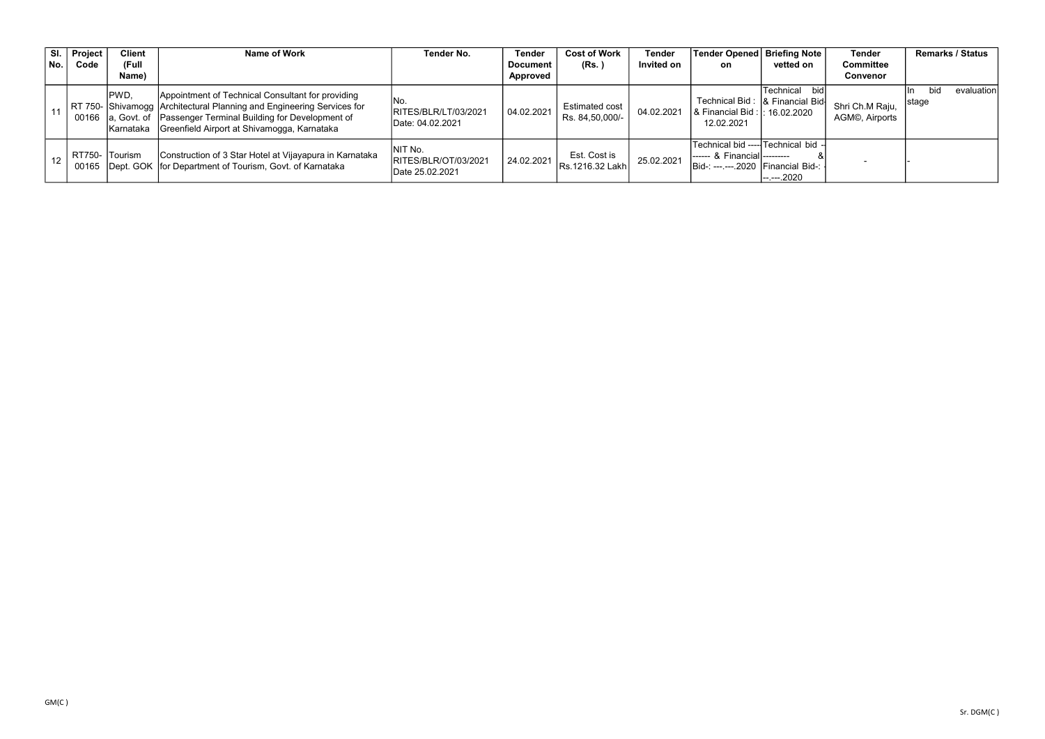| Sl. No. | Project Code | Client (Full Name) | Name of Work | Tender No. | Tender Document Approved | Cost of Work (Rs. ) | Tender Invited on | Tender Opened on | Briefing Note vetted on | Tender Committee Convenor | Remarks / Status |
|---|---|---|---|---|---|---|---|---|---|---|---|
| 11 | RT 750-00166 | PWD, Shivamogga, Govt. of Karnataka | Appointment of Technical Consultant for providing Architectural Planning and Engineering Services for Passenger Terminal Building for Development of Greenfield Airport at Shivamogga, Karnataka | No. RITES/BLR/LT/03/2021 Date: 04.02.2021 | 04.02.2021 | Estimated cost Rs. 84,50,000/- | 04.02.2021 | Technical Bid : & Financial Bid : 12.02.2021 | Technical bid & Financial Bid : 16.02.2020 | Shri Ch.M Raju, AGM©, Airports | In bid evaluation stage |
| 12 | RT750-00165 | Tourism Dept. GOK | Construction of 3 Star Hotel at Vijayapura in Karnataka for Department of Tourism, Govt. of Karnataka | NIT No. RITES/BLR/OT/03/2021 Date 25.02.2021 | 24.02.2021 | Est. Cost is Rs.1216.32 Lakh | 25.02.2021 | Technical bid ---------- & Financial Bid-: ---.---.2020 | Technical bid ---------- & Financial Bid-: --.---.2020 | - | - |

GM(C )

Sr. DGM(C )